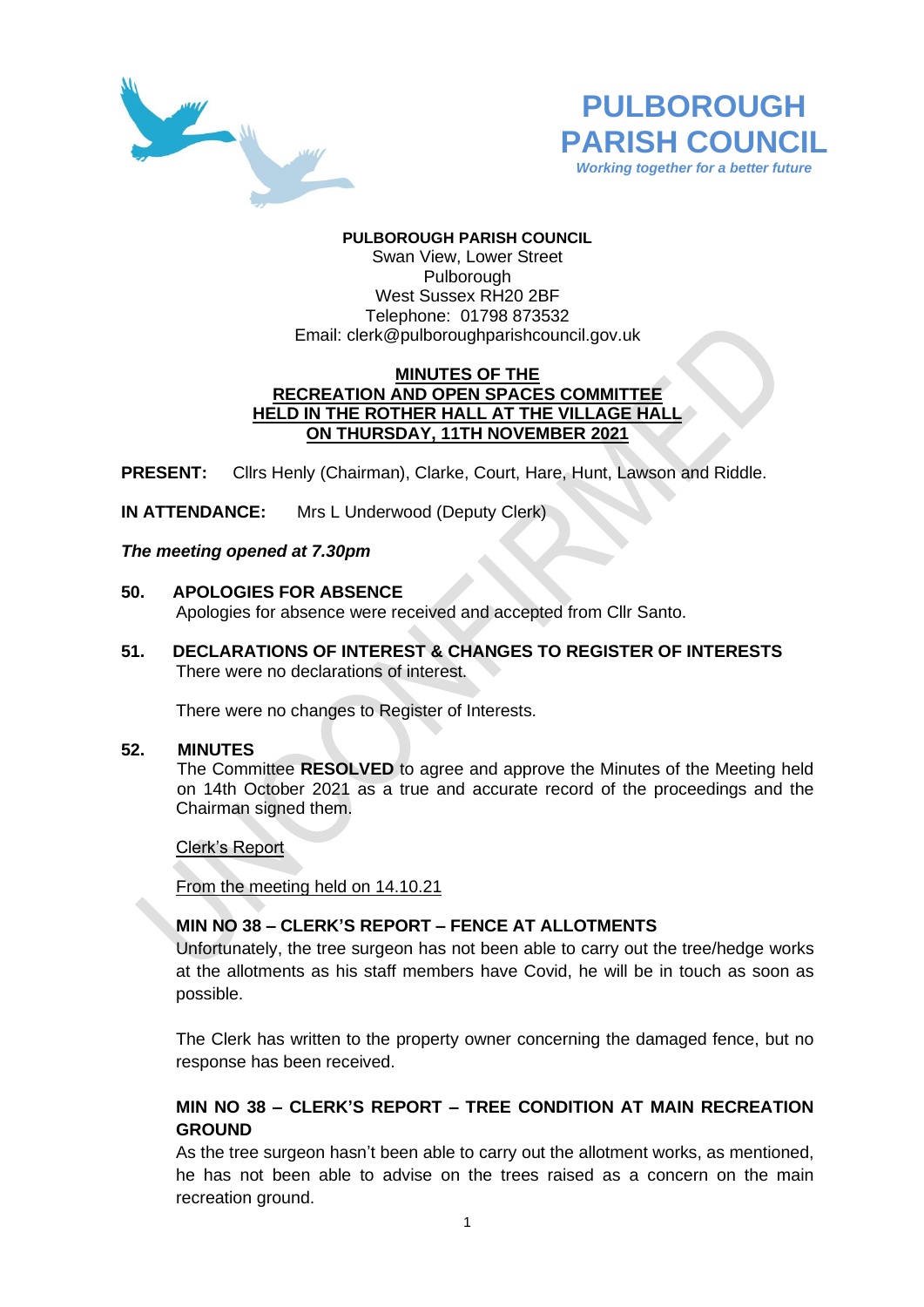# PULBOROUGH PARISH COUNCIL

*Working together for a better future*

**PULBOROUGH PARISH COUNCIL**
Swan View, Lower Street
Pulborough
West Sussex RH20 2BF
Telephone: 01798 873532
Email: clerk@pulboroughparishcouncil.gov.uk

**MINUTES OF THE RECREATION AND OPEN SPACES COMMITTEE HELD IN THE ROTHER HALL AT THE VILLAGE HALL ON THURSDAY, 11TH NOVEMBER 2021**

**PRESENT:** Cllrs Henly (Chairman), Clarke, Court, Hare, Hunt, Lawson and Riddle.

**IN ATTENDANCE:** Mrs L Underwood (Deputy Clerk)

***The meeting opened at 7.30pm***

**50. APOLOGIES FOR ABSENCE**

Apologies for absence were received and accepted from Cllr Santo.

**51. DECLARATIONS OF INTEREST & CHANGES TO REGISTER OF INTERESTS**

There were no declarations of interest.

There were no changes to Register of Interests.

**52. MINUTES**

The Committee **RESOLVED** to agree and approve the Minutes of the Meeting held on 14th October 2021 as a true and accurate record of the proceedings and the Chairman signed them.

Clerk's Report

From the meeting held on 14.10.21

**MIN NO 38 – CLERK'S REPORT – FENCE AT ALLOTMENTS**

Unfortunately, the tree surgeon has not been able to carry out the tree/hedge works at the allotments as his staff members have Covid, he will be in touch as soon as possible.

The Clerk has written to the property owner concerning the damaged fence, but no response has been received.

**MIN NO 38 – CLERK'S REPORT – TREE CONDITION AT MAIN RECREATION GROUND**

As the tree surgeon hasn't been able to carry out the allotment works, as mentioned, he has not been able to advise on the trees raised as a concern on the main recreation ground.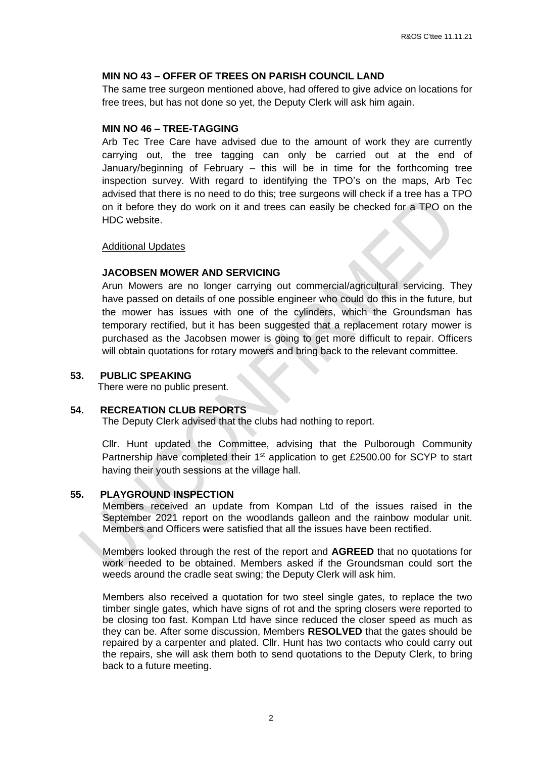**MIN NO 43 – OFFER OF TREES ON PARISH COUNCIL LAND**

The same tree surgeon mentioned above, had offered to give advice on locations for free trees, but has not done so yet, the Deputy Clerk will ask him again.

**MIN NO 46 – TREE-TAGGING**

Arb Tec Tree Care have advised due to the amount of work they are currently carrying out, the tree tagging can only be carried out at the end of January/beginning of February – this will be in time for the forthcoming tree inspection survey. With regard to identifying the TPO's on the maps, Arb Tec advised that there is no need to do this; tree surgeons will check if a tree has a TPO on it before they do work on it and trees can easily be checked for a TPO on the HDC website.

Additional Updates

**JACOBSEN MOWER AND SERVICING**

Arun Mowers are no longer carrying out commercial/agricultural servicing. They have passed on details of one possible engineer who could do this in the future, but the mower has issues with one of the cylinders, which the Groundsman has temporary rectified, but it has been suggested that a replacement rotary mower is purchased as the Jacobsen mower is going to get more difficult to repair. Officers will obtain quotations for rotary mowers and bring back to the relevant committee.

**53. PUBLIC SPEAKING**

There were no public present.

**54. RECREATION CLUB REPORTS**

The Deputy Clerk advised that the clubs had nothing to report.

Cllr. Hunt updated the Committee, advising that the Pulborough Community Partnership have completed their 1st application to get £2500.00 for SCYP to start having their youth sessions at the village hall.

**55. PLAYGROUND INSPECTION**

Members received an update from Kompan Ltd of the issues raised in the September 2021 report on the woodlands galleon and the rainbow modular unit. Members and Officers were satisfied that all the issues have been rectified.

Members looked through the rest of the report and **AGREED** that no quotations for work needed to be obtained. Members asked if the Groundsman could sort the weeds around the cradle seat swing; the Deputy Clerk will ask him.

Members also received a quotation for two steel single gates, to replace the two timber single gates, which have signs of rot and the spring closers were reported to be closing too fast. Kompan Ltd have since reduced the closer speed as much as they can be. After some discussion, Members **RESOLVED** that the gates should be repaired by a carpenter and plated. Cllr. Hunt has two contacts who could carry out the repairs, she will ask them both to send quotations to the Deputy Clerk, to bring back to a future meeting.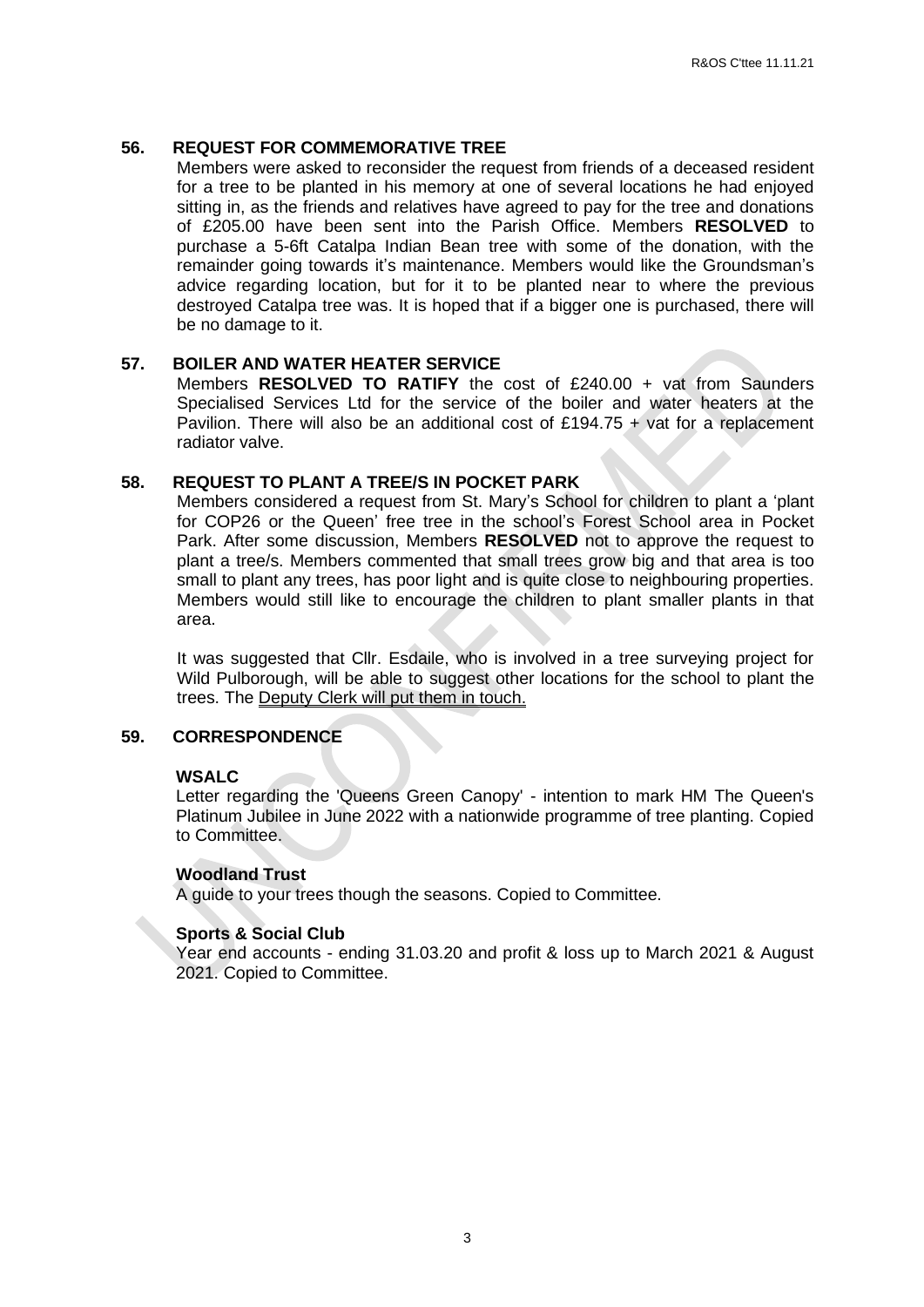## 56. REQUEST FOR COMMEMORATIVE TREE

Members were asked to reconsider the request from friends of a deceased resident for a tree to be planted in his memory at one of several locations he had enjoyed sitting in, as the friends and relatives have agreed to pay for the tree and donations of £205.00 have been sent into the Parish Office. Members **RESOLVED** to purchase a 5-6ft Catalpa Indian Bean tree with some of the donation, with the remainder going towards it's maintenance. Members would like the Groundsman's advice regarding location, but for it to be planted near to where the previous destroyed Catalpa tree was. It is hoped that if a bigger one is purchased, there will be no damage to it.

## 57. BOILER AND WATER HEATER SERVICE

Members **RESOLVED TO RATIFY** the cost of £240.00 + vat from Saunders Specialised Services Ltd for the service of the boiler and water heaters at the Pavilion. There will also be an additional cost of £194.75 + vat for a replacement radiator valve.

## 58. REQUEST TO PLANT A TREE/S IN POCKET PARK

Members considered a request from St. Mary's School for children to plant a 'plant for COP26 or the Queen' free tree in the school's Forest School area in Pocket Park. After some discussion, Members **RESOLVED** not to approve the request to plant a tree/s. Members commented that small trees grow big and that area is too small to plant any trees, has poor light and is quite close to neighbouring properties. Members would still like to encourage the children to plant smaller plants in that area.

It was suggested that Cllr. Esdaile, who is involved in a tree surveying project for Wild Pulborough, will be able to suggest other locations for the school to plant the trees. The Deputy Clerk will put them in touch.

## 59. CORRESPONDENCE

**WSALC**

Letter regarding the 'Queens Green Canopy' - intention to mark HM The Queen's Platinum Jubilee in June 2022 with a nationwide programme of tree planting. Copied to Committee.

**Woodland Trust**

A guide to your trees though the seasons. Copied to Committee.

**Sports & Social Club**

Year end accounts - ending 31.03.20 and profit & loss up to March 2021 & August 2021. Copied to Committee.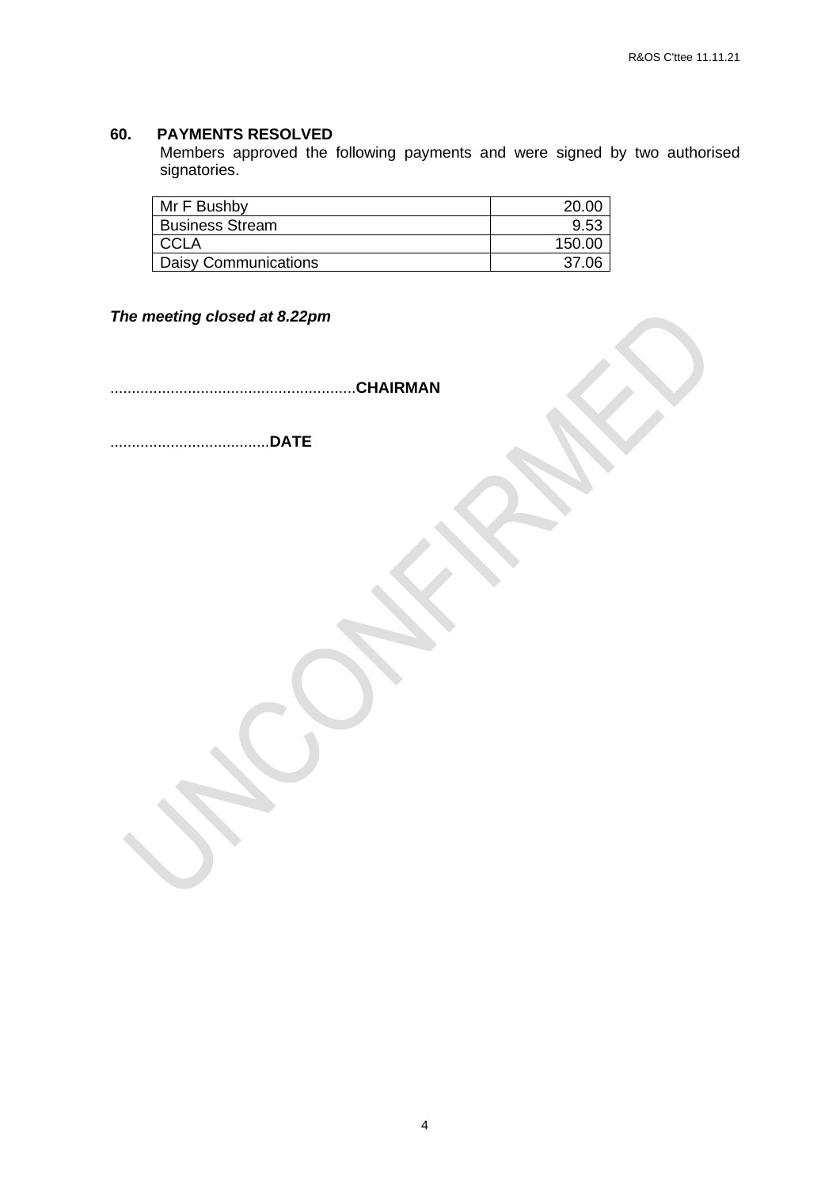## 60. PAYMENTS RESOLVED

Members approved the following payments and were signed by two authorised signatories.

| | |
|---|---|
| Mr F Bushby | 20.00 |
| Business Stream | 9.53 |
| CCLA | 150.00 |
| Daisy Communications | 37.06 |

***The meeting closed at 8.22pm***

.........................................................**CHAIRMAN**

.....................................**DATE**

UNCONFIRMED